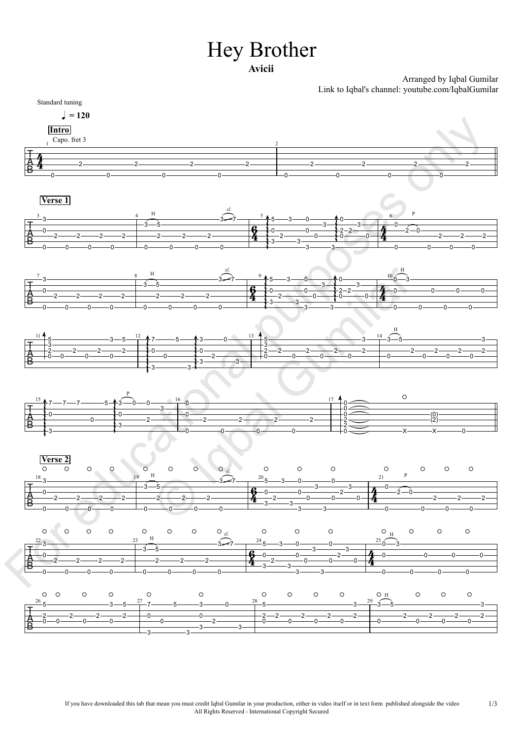# Hey Brother

**Avicii**

Arranged by Iqbal Gumilar
Link to Iqbal's channel: youtube.com/IqbalGumilar

Standard tuning

♩ = 120

**Intro**

Capo. fret 3

**Verse 1**

**Verse 2**

If you have downloaded this tab that mean you must credit Iqbal Gumilar in your production, either in video itself or in text form published alongside the video
All Rights Reserved - International Copyright Secured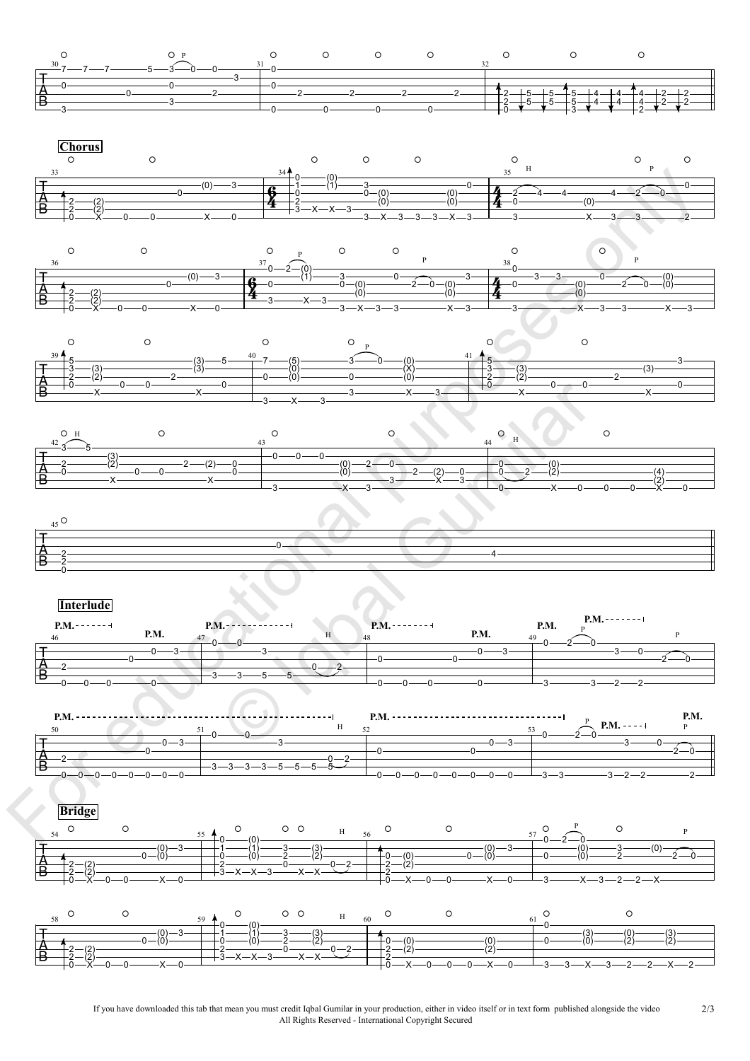**Chorus**

**Interlude**

**Bridge**

If you have downloaded this tab that mean you must credit Iqbal Gumilar in your production, either in video itself or in text form published alongside the video
All Rights Reserved - International Copyright Secured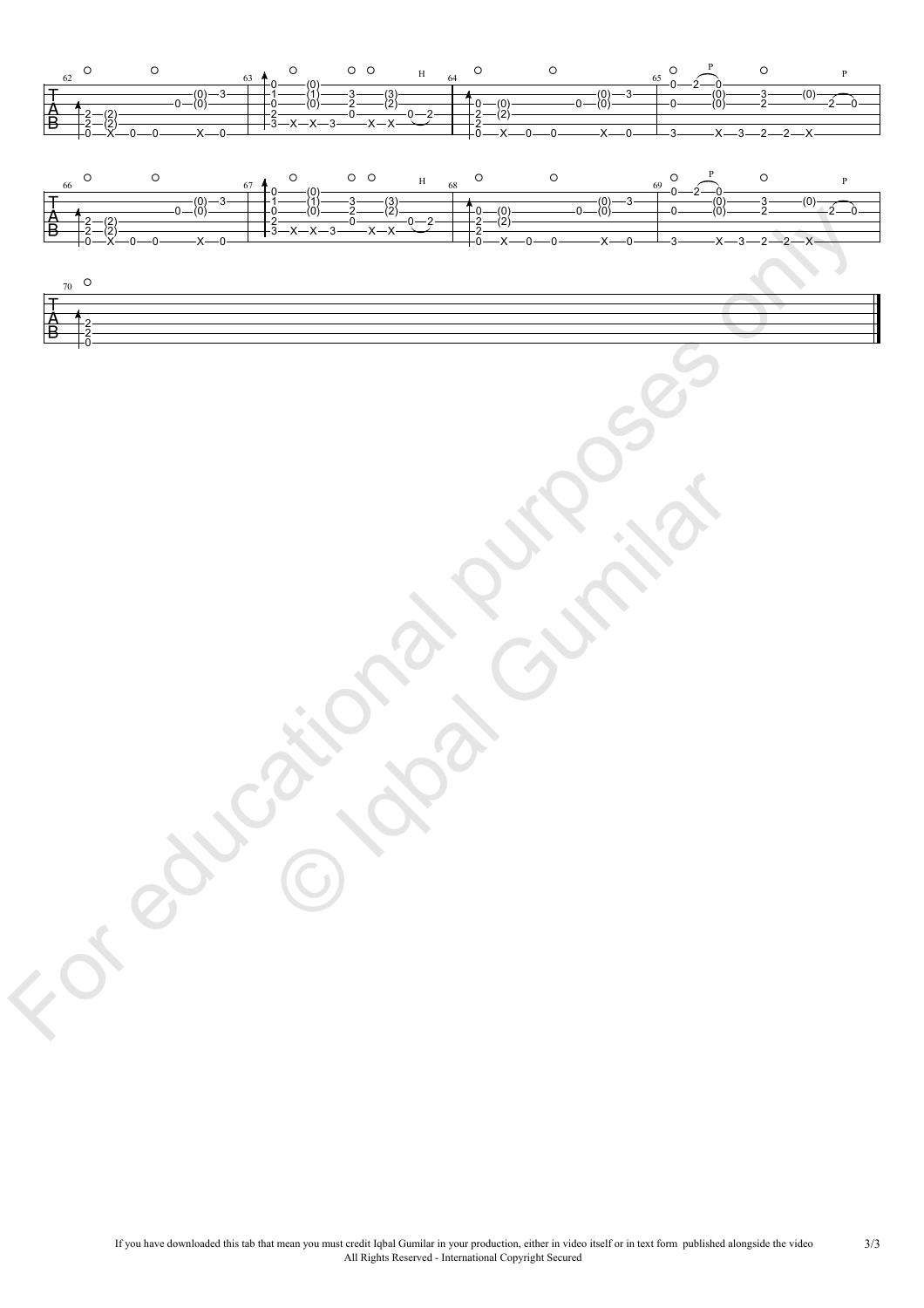If you have downloaded this tab that mean you must credit Iqbal Gumilar in your production, either in video itself or in text form published alongside the video
All Rights Reserved - International Copyright Secured